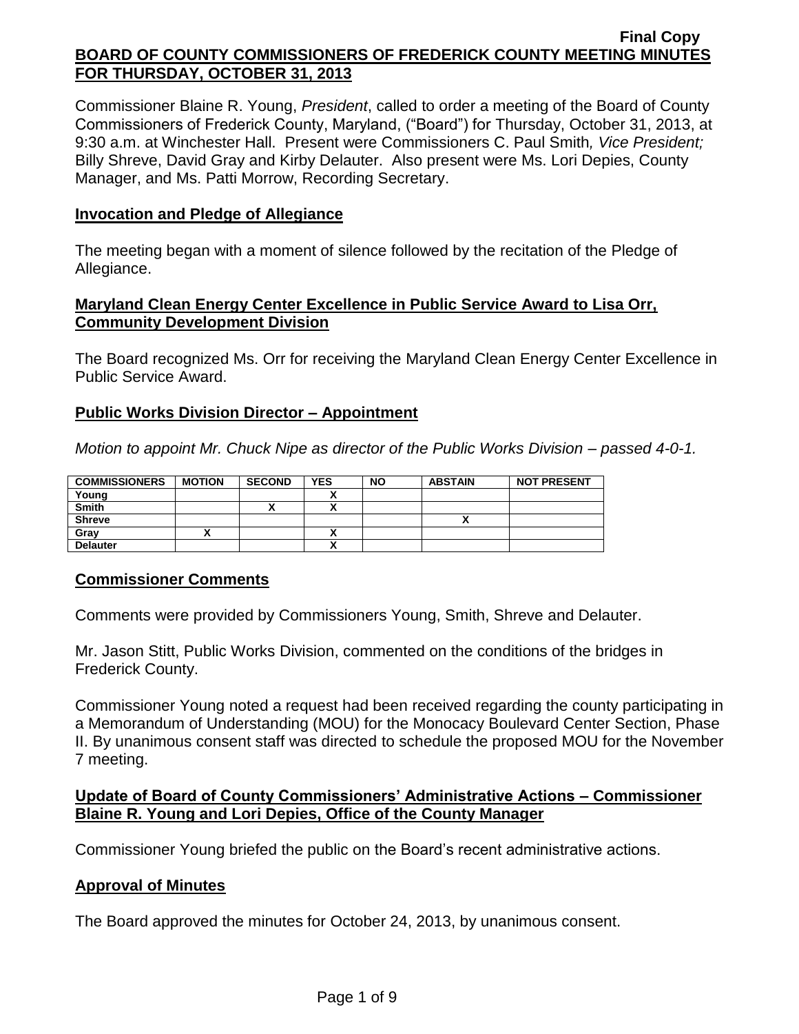Final Copy

# BOARD OF COUNTY COMMISSIONERS OF FREDERICK COUNTY MEETING MINUTES FOR THURSDAY, OCTOBER 31, 2013

Commissioner Blaine R. Young, *President*, called to order a meeting of the Board of County Commissioners of Frederick County, Maryland, ("Board") for Thursday, October 31, 2013, at 9:30 a.m. at Winchester Hall. Present were Commissioners C. Paul Smith*, Vice President;* Billy Shreve, David Gray and Kirby Delauter. Also present were Ms. Lori Depies, County Manager, and Ms. Patti Morrow, Recording Secretary.

## Invocation and Pledge of Allegiance

The meeting began with a moment of silence followed by the recitation of the Pledge of Allegiance.

## Maryland Clean Energy Center Excellence in Public Service Award to Lisa Orr, Community Development Division

The Board recognized Ms. Orr for receiving the Maryland Clean Energy Center Excellence in Public Service Award.

## Public Works Division Director – Appointment

*Motion to appoint Mr. Chuck Nipe as director of the Public Works Division – passed 4-0-1.*

| COMMISSIONERS | MOTION | SECOND | YES | NO | ABSTAIN | NOT PRESENT |
|---|---|---|---|---|---|---|
| Young | | | X | | | |
| Smith | | X | X | | | |
| Shreve | | | | | X | |
| Gray | X | | X | | | |
| Delauter | | | X | | | |

## Commissioner Comments

Comments were provided by Commissioners Young, Smith, Shreve and Delauter.

Mr. Jason Stitt, Public Works Division, commented on the conditions of the bridges in Frederick County.

Commissioner Young noted a request had been received regarding the county participating in a Memorandum of Understanding (MOU) for the Monocacy Boulevard Center Section, Phase II. By unanimous consent staff was directed to schedule the proposed MOU for the November 7 meeting.

## Update of Board of County Commissioners' Administrative Actions – Commissioner Blaine R. Young and Lori Depies, Office of the County Manager

Commissioner Young briefed the public on the Board's recent administrative actions.

## Approval of Minutes

The Board approved the minutes for October 24, 2013, by unanimous consent.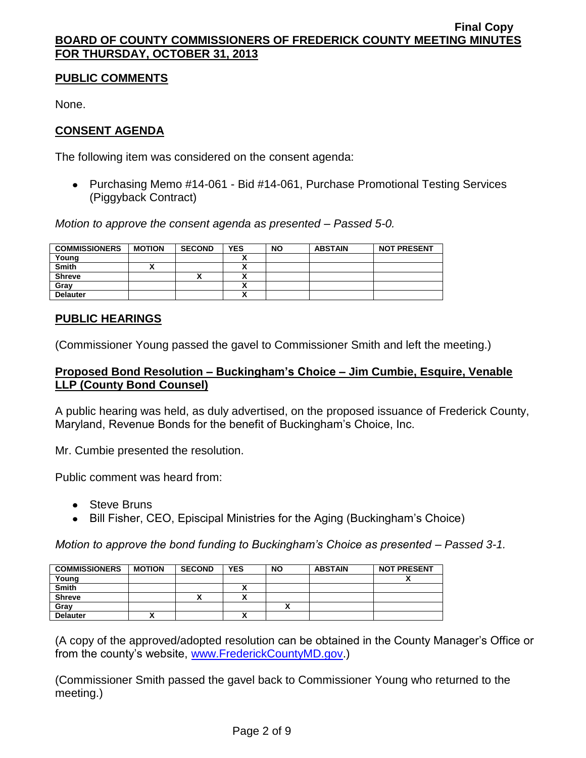## PUBLIC COMMENTS

None.

## CONSENT AGENDA

The following item was considered on the consent agenda:

- Purchasing Memo #14-061 - Bid #14-061, Purchase Promotional Testing Services (Piggyback Contract)

*Motion to approve the consent agenda as presented – Passed 5-0.*

| COMMISSIONERS | MOTION | SECOND | YES | NO | ABSTAIN | NOT PRESENT |
|---|---|---|---|---|---|---|
| Young | | | X | | | |
| Smith | X | | X | | | |
| Shreve | | X | X | | | |
| Gray | | | X | | | |
| Delauter | | | X | | | |

## PUBLIC HEARINGS

(Commissioner Young passed the gavel to Commissioner Smith and left the meeting.)

### Proposed Bond Resolution – Buckingham's Choice – Jim Cumbie, Esquire, Venable LLP (County Bond Counsel)

A public hearing was held, as duly advertised, on the proposed issuance of Frederick County, Maryland, Revenue Bonds for the benefit of Buckingham's Choice, Inc.

Mr. Cumbie presented the resolution.

Public comment was heard from:

- Steve Bruns
- Bill Fisher, CEO, Episcipal Ministries for the Aging (Buckingham's Choice)

*Motion to approve the bond funding to Buckingham's Choice as presented – Passed 3-1.*

| COMMISSIONERS | MOTION | SECOND | YES | NO | ABSTAIN | NOT PRESENT |
|---|---|---|---|---|---|---|
| Young | | | | | | X |
| Smith | | | X | | | |
| Shreve | | X | X | | | |
| Gray | | | | X | | |
| Delauter | X | | X | | | |

(A copy of the approved/adopted resolution can be obtained in the County Manager's Office or from the county's website, www.FrederickCountyMD.gov.)

(Commissioner Smith passed the gavel back to Commissioner Young who returned to the meeting.)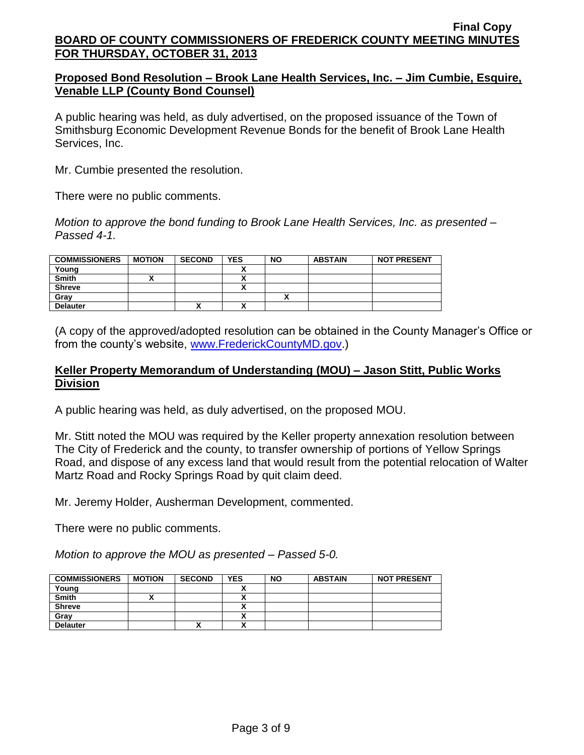**Final Copy**

**BOARD OF COUNTY COMMISSIONERS OF FREDERICK COUNTY MEETING MINUTES FOR THURSDAY, OCTOBER 31, 2013**

## Proposed Bond Resolution – Brook Lane Health Services, Inc. – Jim Cumbie, Esquire, Venable LLP (County Bond Counsel)

A public hearing was held, as duly advertised, on the proposed issuance of the Town of Smithsburg Economic Development Revenue Bonds for the benefit of Brook Lane Health Services, Inc.

Mr. Cumbie presented the resolution.

There were no public comments.

*Motion to approve the bond funding to Brook Lane Health Services, Inc. as presented – Passed 4-1.*

| COMMISSIONERS | MOTION | SECOND | YES | NO | ABSTAIN | NOT PRESENT |
|---|---|---|---|---|---|---|
| Young | | | X | | | |
| Smith | X | | X | | | |
| Shreve | | | X | | | |
| Gray | | | | X | | |
| Delauter | | X | X | | | |

(A copy of the approved/adopted resolution can be obtained in the County Manager's Office or from the county's website, www.FrederickCountyMD.gov.)

## Keller Property Memorandum of Understanding (MOU) – Jason Stitt, Public Works Division

A public hearing was held, as duly advertised, on the proposed MOU.

Mr. Stitt noted the MOU was required by the Keller property annexation resolution between The City of Frederick and the county, to transfer ownership of portions of Yellow Springs Road, and dispose of any excess land that would result from the potential relocation of Walter Martz Road and Rocky Springs Road by quit claim deed.

Mr. Jeremy Holder, Ausherman Development, commented.

There were no public comments.

*Motion to approve the MOU as presented – Passed 5-0.*

| COMMISSIONERS | MOTION | SECOND | YES | NO | ABSTAIN | NOT PRESENT |
|---|---|---|---|---|---|---|
| Young | | | X | | | |
| Smith | X | | X | | | |
| Shreve | | | X | | | |
| Gray | | | X | | | |
| Delauter | | X | X | | | |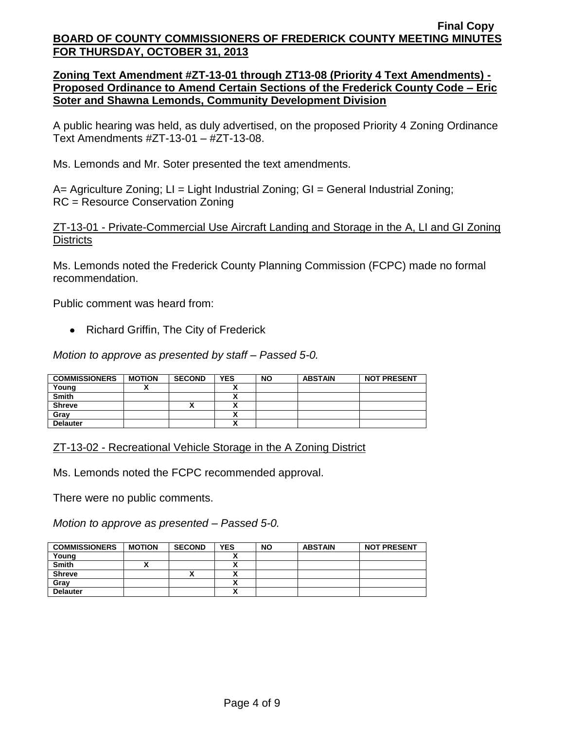**Final Copy**

**BOARD OF COUNTY COMMISSIONERS OF FREDERICK COUNTY MEETING MINUTES FOR THURSDAY, OCTOBER 31, 2013**

**Zoning Text Amendment #ZT-13-01 through ZT13-08 (Priority 4 Text Amendments) - Proposed Ordinance to Amend Certain Sections of the Frederick County Code – Eric Soter and Shawna Lemonds, Community Development Division**

A public hearing was held, as duly advertised, on the proposed Priority 4 Zoning Ordinance Text Amendments #ZT-13-01 – #ZT-13-08.

Ms. Lemonds and Mr. Soter presented the text amendments.

A= Agriculture Zoning; LI = Light Industrial Zoning; GI = General Industrial Zoning; RC = Resource Conservation Zoning

ZT-13-01 - Private-Commercial Use Aircraft Landing and Storage in the A, LI and GI Zoning Districts

Ms. Lemonds noted the Frederick County Planning Commission (FCPC) made no formal recommendation.

Public comment was heard from:

- Richard Griffin, The City of Frederick

*Motion to approve as presented by staff – Passed 5-0.*

| COMMISSIONERS | MOTION | SECOND | YES | NO | ABSTAIN | NOT PRESENT |
|---|---|---|---|---|---|---|
| Young | X | | X | | | |
| Smith | | | X | | | |
| Shreve | | X | X | | | |
| Gray | | | X | | | |
| Delauter | | | X | | | |

ZT-13-02 - Recreational Vehicle Storage in the A Zoning District

Ms. Lemonds noted the FCPC recommended approval.

There were no public comments.

*Motion to approve as presented – Passed 5-0.*

| COMMISSIONERS | MOTION | SECOND | YES | NO | ABSTAIN | NOT PRESENT |
|---|---|---|---|---|---|---|
| Young | | | X | | | |
| Smith | X | | X | | | |
| Shreve | | X | X | | | |
| Gray | | | X | | | |
| Delauter | | | X | | | |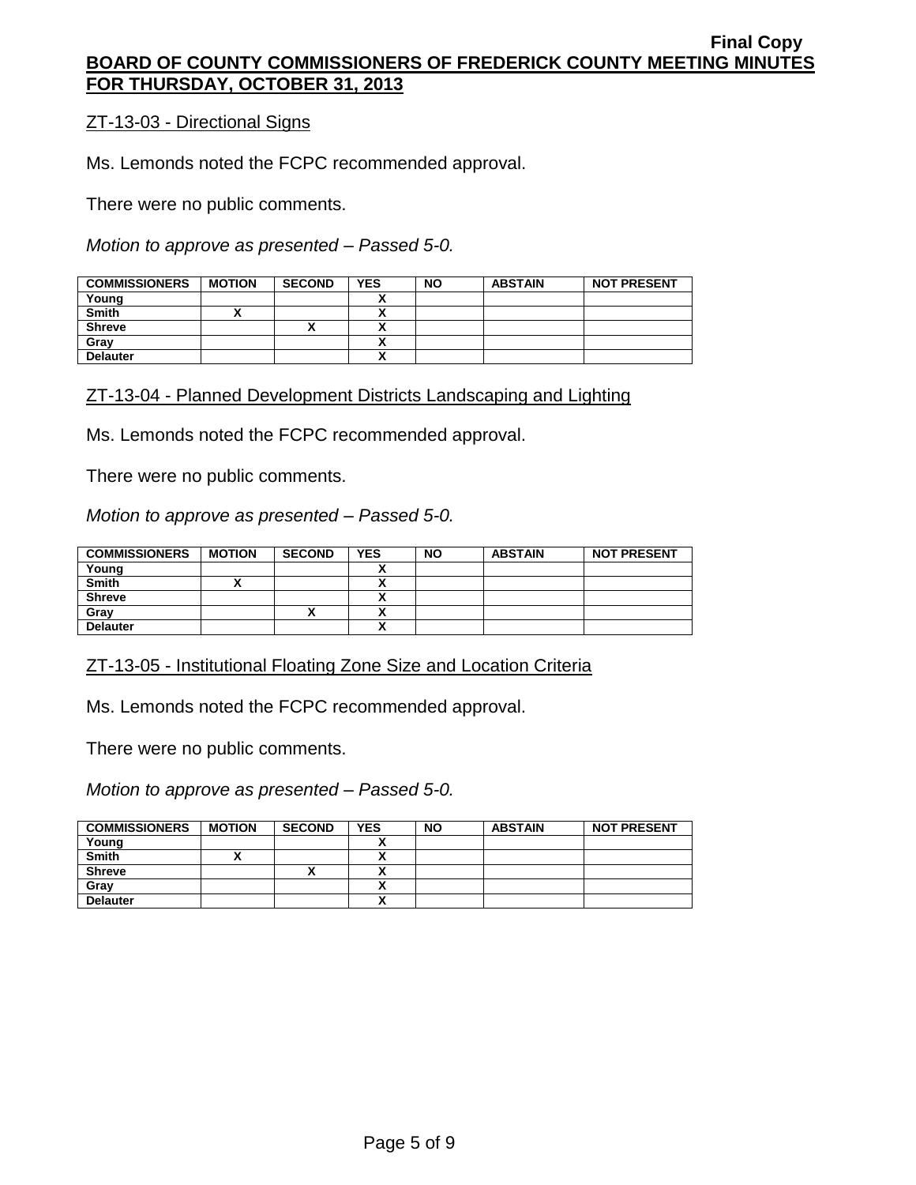ZT-13-03 - Directional Signs

Ms. Lemonds noted the FCPC recommended approval.

There were no public comments.

*Motion to approve as presented – Passed 5-0.*

| COMMISSIONERS | MOTION | SECOND | YES | NO | ABSTAIN | NOT PRESENT |
|---|---|---|---|---|---|---|
| Young | | | X | | | |
| Smith | X | | X | | | |
| Shreve | | X | X | | | |
| Gray | | | X | | | |
| Delauter | | | X | | | |

ZT-13-04 - Planned Development Districts Landscaping and Lighting

Ms. Lemonds noted the FCPC recommended approval.

There were no public comments.

*Motion to approve as presented – Passed 5-0.*

| COMMISSIONERS | MOTION | SECOND | YES | NO | ABSTAIN | NOT PRESENT |
|---|---|---|---|---|---|---|
| Young | | | X | | | |
| Smith | X | | X | | | |
| Shreve | | | X | | | |
| Gray | | X | X | | | |
| Delauter | | | X | | | |

ZT-13-05 - Institutional Floating Zone Size and Location Criteria

Ms. Lemonds noted the FCPC recommended approval.

There were no public comments.

*Motion to approve as presented – Passed 5-0.*

| COMMISSIONERS | MOTION | SECOND | YES | NO | ABSTAIN | NOT PRESENT |
|---|---|---|---|---|---|---|
| Young | | | X | | | |
| Smith | X | | X | | | |
| Shreve | | X | X | | | |
| Gray | | | X | | | |
| Delauter | | | X | | | |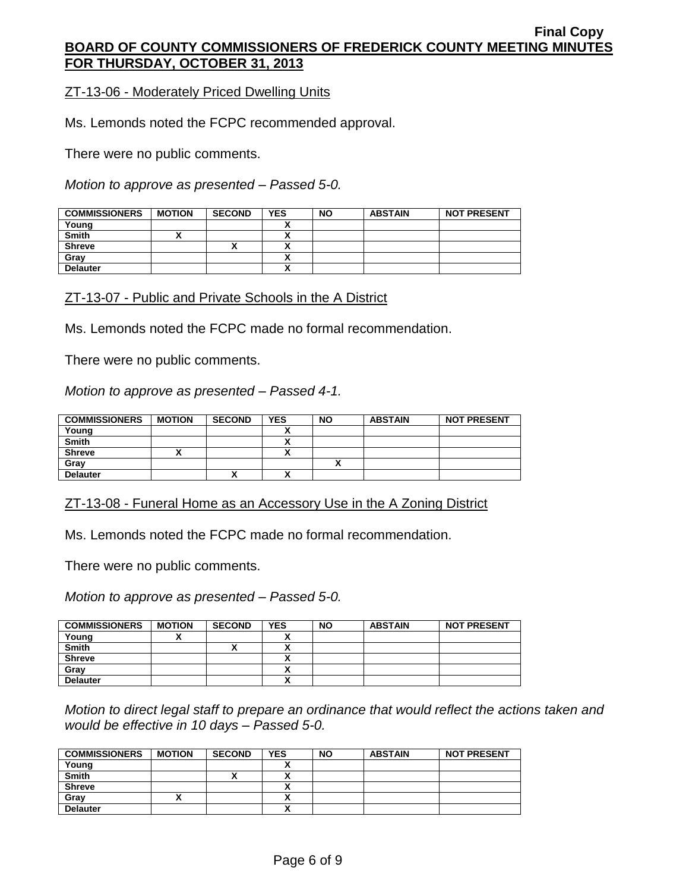ZT-13-06 - Moderately Priced Dwelling Units

Ms. Lemonds noted the FCPC recommended approval.

There were no public comments.

*Motion to approve as presented – Passed 5-0.*

| COMMISSIONERS | MOTION | SECOND | YES | NO | ABSTAIN | NOT PRESENT |
|---|---|---|---|---|---|---|
| Young | | | X | | | |
| Smith | X | | X | | | |
| Shreve | | X | X | | | |
| Gray | | | X | | | |
| Delauter | | | X | | | |

ZT-13-07 - Public and Private Schools in the A District

Ms. Lemonds noted the FCPC made no formal recommendation.

There were no public comments.

*Motion to approve as presented – Passed 4-1.*

| COMMISSIONERS | MOTION | SECOND | YES | NO | ABSTAIN | NOT PRESENT |
|---|---|---|---|---|---|---|
| Young | | | X | | | |
| Smith | | | X | | | |
| Shreve | X | | X | | | |
| Gray | | | | X | | |
| Delauter | | X | X | | | |

ZT-13-08 - Funeral Home as an Accessory Use in the A Zoning District

Ms. Lemonds noted the FCPC made no formal recommendation.

There were no public comments.

*Motion to approve as presented – Passed 5-0.*

| COMMISSIONERS | MOTION | SECOND | YES | NO | ABSTAIN | NOT PRESENT |
|---|---|---|---|---|---|---|
| Young | X | | X | | | |
| Smith | | X | X | | | |
| Shreve | | | X | | | |
| Gray | | | X | | | |
| Delauter | | | X | | | |

*Motion to direct legal staff to prepare an ordinance that would reflect the actions taken and would be effective in 10 days – Passed 5-0.*

| COMMISSIONERS | MOTION | SECOND | YES | NO | ABSTAIN | NOT PRESENT |
|---|---|---|---|---|---|---|
| Young | | | X | | | |
| Smith | | X | X | | | |
| Shreve | | | X | | | |
| Gray | X | | X | | | |
| Delauter | | | X | | | |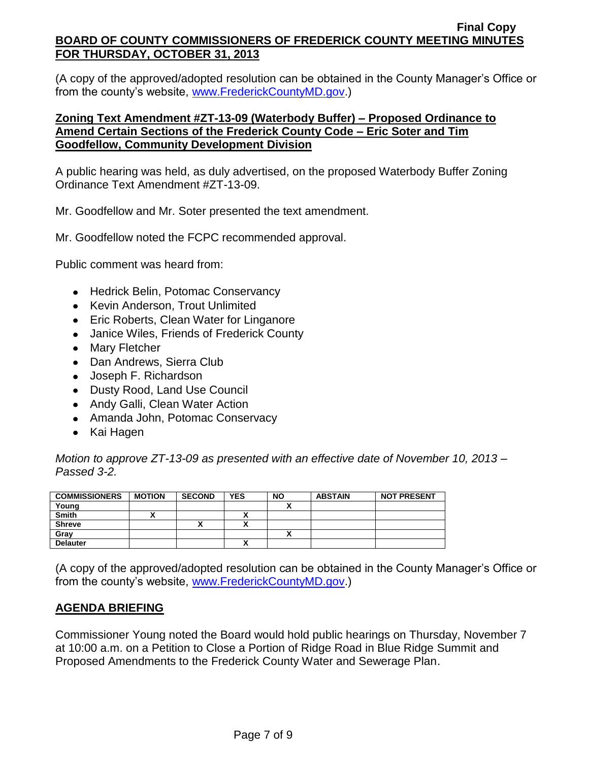(A copy of the approved/adopted resolution can be obtained in the County Manager's Office or from the county's website, www.FrederickCountyMD.gov.)

**Zoning Text Amendment #ZT-13-09 (Waterbody Buffer) – Proposed Ordinance to Amend Certain Sections of the Frederick County Code – Eric Soter and Tim Goodfellow, Community Development Division**

A public hearing was held, as duly advertised, on the proposed Waterbody Buffer Zoning Ordinance Text Amendment #ZT-13-09.

Mr. Goodfellow and Mr. Soter presented the text amendment.

Mr. Goodfellow noted the FCPC recommended approval.

Public comment was heard from:

- Hedrick Belin, Potomac Conservancy
- Kevin Anderson, Trout Unlimited
- Eric Roberts, Clean Water for Linganore
- Janice Wiles, Friends of Frederick County
- Mary Fletcher
- Dan Andrews, Sierra Club
- Joseph F. Richardson
- Dusty Rood, Land Use Council
- Andy Galli, Clean Water Action
- Amanda John, Potomac Conservacy
- Kai Hagen

*Motion to approve ZT-13-09 as presented with an effective date of November 10, 2013 – Passed 3-2.*

| COMMISSIONERS | MOTION | SECOND | YES | NO | ABSTAIN | NOT PRESENT |
|---|---|---|---|---|---|---|
| Young | | | | X | | |
| Smith | X | | X | | | |
| Shreve | | X | X | | | |
| Gray | | | | X | | |
| Delauter | | | X | | | |

(A copy of the approved/adopted resolution can be obtained in the County Manager's Office or from the county's website, www.FrederickCountyMD.gov.)

**AGENDA BRIEFING**

Commissioner Young noted the Board would hold public hearings on Thursday, November 7 at 10:00 a.m. on a Petition to Close a Portion of Ridge Road in Blue Ridge Summit and Proposed Amendments to the Frederick County Water and Sewerage Plan.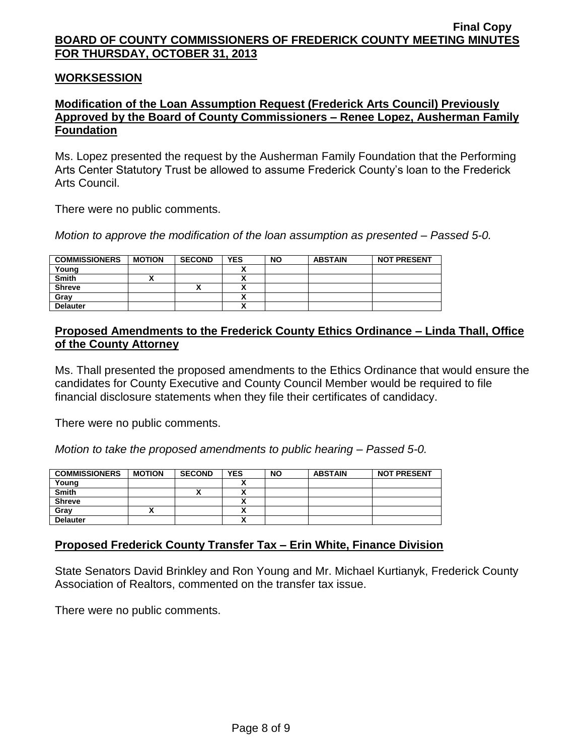## WORKSESSION

### Modification of the Loan Assumption Request (Frederick Arts Council) Previously Approved by the Board of County Commissioners – Renee Lopez, Ausherman Family Foundation

Ms. Lopez presented the request by the Ausherman Family Foundation that the Performing Arts Center Statutory Trust be allowed to assume Frederick County's loan to the Frederick Arts Council.

There were no public comments.

*Motion to approve the modification of the loan assumption as presented – Passed 5-0.*

| COMMISSIONERS | MOTION | SECOND | YES | NO | ABSTAIN | NOT PRESENT |
|---|---|---|---|---|---|---|
| Young | | | X | | | |
| Smith | X | | X | | | |
| Shreve | | X | X | | | |
| Gray | | | X | | | |
| Delauter | | | X | | | |

### Proposed Amendments to the Frederick County Ethics Ordinance – Linda Thall, Office of the County Attorney

Ms. Thall presented the proposed amendments to the Ethics Ordinance that would ensure the candidates for County Executive and County Council Member would be required to file financial disclosure statements when they file their certificates of candidacy.

There were no public comments.

*Motion to take the proposed amendments to public hearing – Passed 5-0.*

| COMMISSIONERS | MOTION | SECOND | YES | NO | ABSTAIN | NOT PRESENT |
|---|---|---|---|---|---|---|
| Young | | | X | | | |
| Smith | | X | X | | | |
| Shreve | | | X | | | |
| Gray | X | | X | | | |
| Delauter | | | X | | | |

### Proposed Frederick County Transfer Tax – Erin White, Finance Division

State Senators David Brinkley and Ron Young and Mr. Michael Kurtianyk, Frederick County Association of Realtors, commented on the transfer tax issue.

There were no public comments.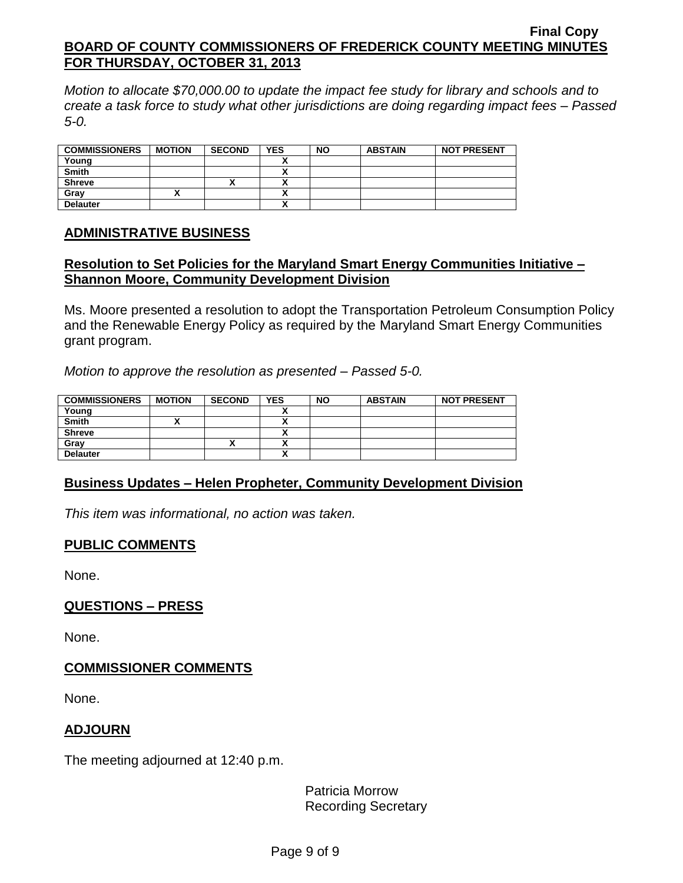**Final Copy**

**BOARD OF COUNTY COMMISSIONERS OF FREDERICK COUNTY MEETING MINUTES FOR THURSDAY, OCTOBER 31, 2013**

*Motion to allocate $70,000.00 to update the impact fee study for library and schools and to create a task force to study what other jurisdictions are doing regarding impact fees – Passed 5-0.*

| COMMISSIONERS | MOTION | SECOND | YES | NO | ABSTAIN | NOT PRESENT |
|---|---|---|---|---|---|---|
| Young | | | X | | | |
| Smith | | | X | | | |
| Shreve | | X | X | | | |
| Gray | X | | X | | | |
| Delauter | | | X | | | |

## ADMINISTRATIVE BUSINESS

### Resolution to Set Policies for the Maryland Smart Energy Communities Initiative – Shannon Moore, Community Development Division

Ms. Moore presented a resolution to adopt the Transportation Petroleum Consumption Policy and the Renewable Energy Policy as required by the Maryland Smart Energy Communities grant program.

*Motion to approve the resolution as presented – Passed 5-0.*

| COMMISSIONERS | MOTION | SECOND | YES | NO | ABSTAIN | NOT PRESENT |
|---|---|---|---|---|---|---|
| Young | | | X | | | |
| Smith | X | | X | | | |
| Shreve | | | X | | | |
| Gray | | X | X | | | |
| Delauter | | | X | | | |

### Business Updates – Helen Propheter, Community Development Division

*This item was informational, no action was taken.*

## PUBLIC COMMENTS

None.

## QUESTIONS – PRESS

None.

## COMMISSIONER COMMENTS

None.

## ADJOURN

The meeting adjourned at 12:40 p.m.

Patricia Morrow
Recording Secretary